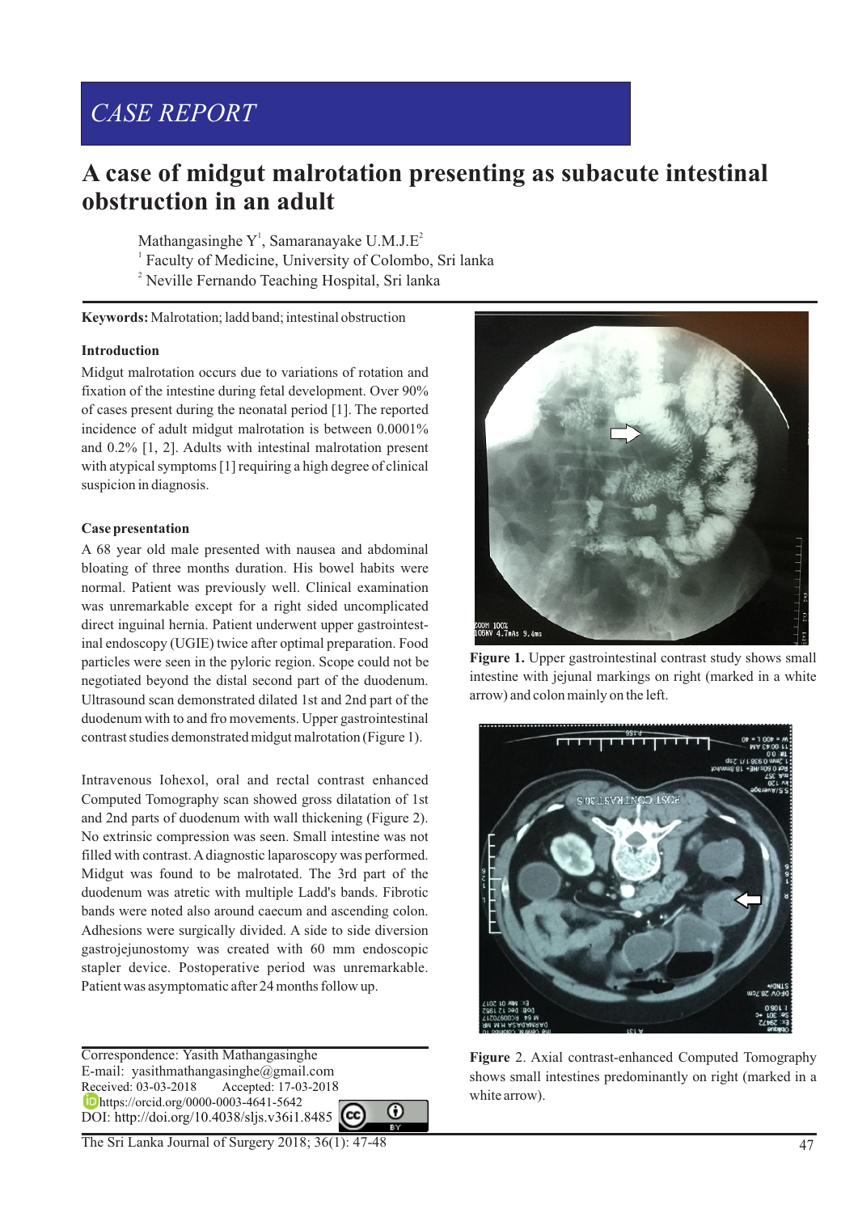CASE REPORT

# A case of midgut malrotation presenting as subacute intestinal obstruction in an adult

Mathangasinghe Y[1], Samaranayake U.M.J.E[2]

[1] Faculty of Medicine, University of Colombo, Sri lanka

[2] Neville Fernando Teaching Hospital, Sri lanka

**Keywords:** Malrotation; ladd band; intestinal obstruction

## Introduction

Midgut malrotation occurs due to variations of rotation and fixation of the intestine during fetal development. Over 90% of cases present during the neonatal period [1]. The reported incidence of adult midgut malrotation is between 0.0001% and 0.2% [1, 2]. Adults with intestinal malrotation present with atypical symptoms [1] requiring a high degree of clinical suspicion in diagnosis.

## Case presentation

A 68 year old male presented with nausea and abdominal bloating of three months duration. His bowel habits were normal. Patient was previously well. Clinical examination was unremarkable except for a right sided uncomplicated direct inguinal hernia. Patient underwent upper gastrointestinal endoscopy (UGIE) twice after optimal preparation. Food particles were seen in the pyloric region. Scope could not be negotiated beyond the distal second part of the duodenum. Ultrasound scan demonstrated dilated 1st and 2nd part of the duodenum with to and fro movements. Upper gastrointestinal contrast studies demonstrated midgut malrotation (Figure 1).

Intravenous Iohexol, oral and rectal contrast enhanced Computed Tomography scan showed gross dilatation of 1st and 2nd parts of duodenum with wall thickening (Figure 2). No extrinsic compression was seen. Small intestine was not filled with contrast. A diagnostic laparoscopy was performed. Midgut was found to be malrotated. The 3rd part of the duodenum was atretic with multiple Ladd's bands. Fibrotic bands were noted also around caecum and ascending colon. Adhesions were surgically divided. A side to side diversion gastrojejunostomy was created with 60 mm endoscopic stapler device. Postoperative period was unremarkable. Patient was asymptomatic after 24 months follow up.

**Figure 1.** Upper gastrointestinal contrast study shows small intestine with jejunal markings on right (marked in a white arrow) and colon mainly on the left.

**Figure** 2. Axial contrast-enhanced Computed Tomography shows small intestines predominantly on right (marked in a white arrow).

Correspondence: Yasith Mathangasinghe
E-mail: yasithmathangasinghe@gmail.com
Received: 03-03-2018 Accepted: 17-03-2018
https://orcid.org/0000-0003-4641-5642
DOI: http://doi.org/10.4038/sljs.v36i1.8485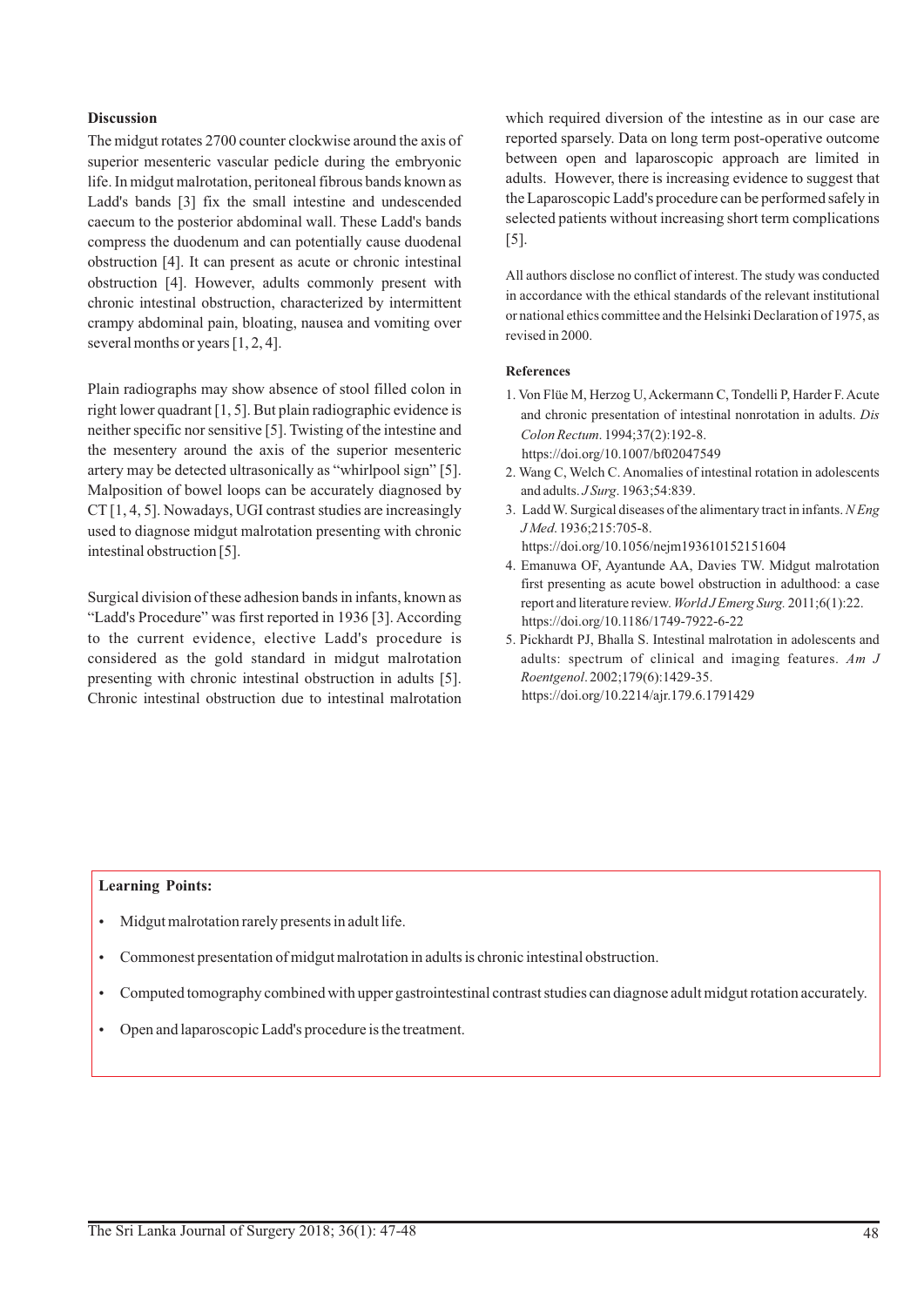## Discussion

The midgut rotates 2700 counter clockwise around the axis of superior mesenteric vascular pedicle during the embryonic life. In midgut malrotation, peritoneal fibrous bands known as Ladd's bands [3] fix the small intestine and undescended caecum to the posterior abdominal wall. These Ladd's bands compress the duodenum and can potentially cause duodenal obstruction [4]. It can present as acute or chronic intestinal obstruction [4]. However, adults commonly present with chronic intestinal obstruction, characterized by intermittent crampy abdominal pain, bloating, nausea and vomiting over several months or years [1, 2, 4].

Plain radiographs may show absence of stool filled colon in right lower quadrant [1, 5]. But plain radiographic evidence is neither specific nor sensitive [5]. Twisting of the intestine and the mesentery around the axis of the superior mesenteric artery may be detected ultrasonically as "whirlpool sign" [5]. Malposition of bowel loops can be accurately diagnosed by CT [1, 4, 5]. Nowadays, UGI contrast studies are increasingly used to diagnose midgut malrotation presenting with chronic intestinal obstruction [5].

Surgical division of these adhesion bands in infants, known as "Ladd's Procedure" was first reported in 1936 [3]. According to the current evidence, elective Ladd's procedure is considered as the gold standard in midgut malrotation presenting with chronic intestinal obstruction in adults [5]. Chronic intestinal obstruction due to intestinal malrotation which required diversion of the intestine as in our case are reported sparsely. Data on long term post-operative outcome between open and laparoscopic approach are limited in adults. However, there is increasing evidence to suggest that the Laparoscopic Ladd's procedure can be performed safely in selected patients without increasing short term complications [5].

All authors disclose no conflict of interest. The study was conducted in accordance with the ethical standards of the relevant institutional or national ethics committee and the Helsinki Declaration of 1975, as revised in 2000.

### References

1. Von Flüe M, Herzog U, Ackermann C, Tondelli P, Harder F. Acute and chronic presentation of intestinal nonrotation in adults. *Dis Colon Rectum*. 1994;37(2):192-8. https://doi.org/10.1007/bf02047549
2. Wang C, Welch C. Anomalies of intestinal rotation in adolescents and adults. *J Surg*. 1963;54:839.
3. Ladd W. Surgical diseases of the alimentary tract in infants. *N Eng J Med*. 1936;215:705-8. https://doi.org/10.1056/nejm193610152151604
4. Emanuwa OF, Ayantunde AA, Davies TW. Midgut malrotation first presenting as acute bowel obstruction in adulthood: a case report and literature review. *World J Emerg Surg*. 2011;6(1):22. https://doi.org/10.1186/1749-7922-6-22
5. Pickhardt PJ, Bhalla S. Intestinal malrotation in adolescents and adults: spectrum of clinical and imaging features. *Am J Roentgenol*. 2002;179(6):1429-35. https://doi.org/10.2214/ajr.179.6.1791429

**Learning Points:**

- Midgut malrotation rarely presents in adult life.
- Commonest presentation of midgut malrotation in adults is chronic intestinal obstruction.
- Computed tomography combined with upper gastrointestinal contrast studies can diagnose adult midgut rotation accurately.
- Open and laparoscopic Ladd's procedure is the treatment.